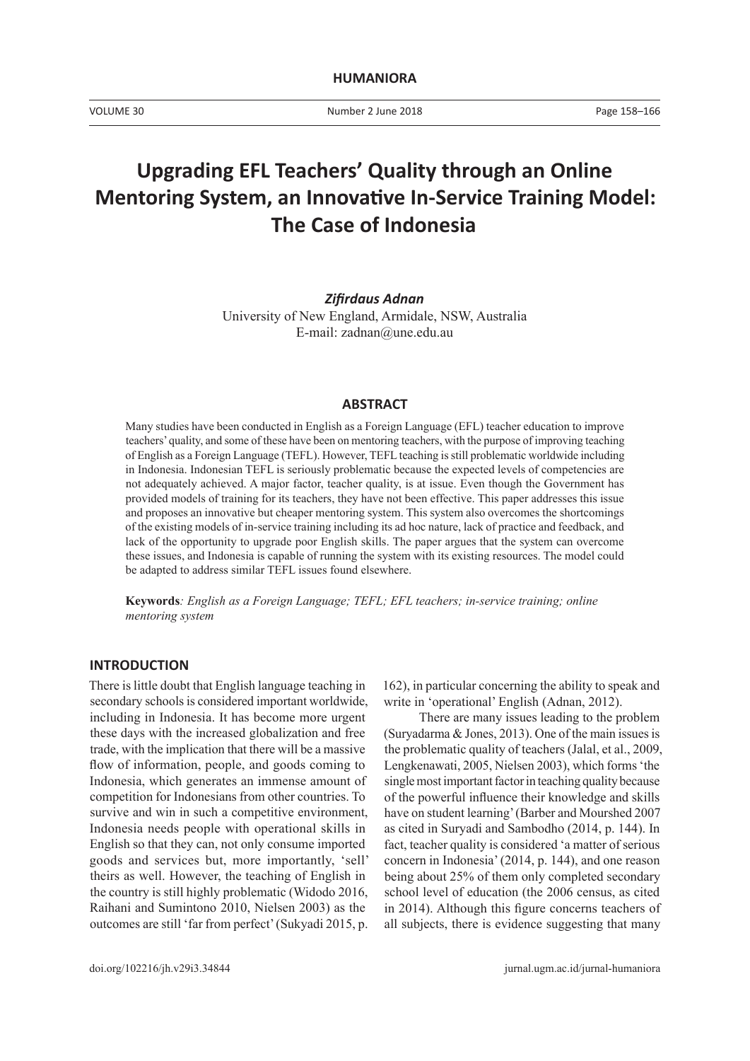# Upgrading EFL Teachers' Quality through an Online Mentoring System, an Innovative In-Service Training Model: The Case of Indonesia

***Zifirdaus Adnan***

University of New England, Armidale, NSW, Australia

E-mail: zadnan@une.edu.au

## ABSTRACT

Many studies have been conducted in English as a Foreign Language (EFL) teacher education to improve teachers' quality, and some of these have been on mentoring teachers, with the purpose of improving teaching of English as a Foreign Language (TEFL). However, TEFL teaching is still problematic worldwide including in Indonesia. Indonesian TEFL is seriously problematic because the expected levels of competencies are not adequately achieved. A major factor, teacher quality, is at issue. Even though the Government has provided models of training for its teachers, they have not been effective. This paper addresses this issue and proposes an innovative but cheaper mentoring system. This system also overcomes the shortcomings of the existing models of in-service training including its ad hoc nature, lack of practice and feedback, and lack of the opportunity to upgrade poor English skills. The paper argues that the system can overcome these issues, and Indonesia is capable of running the system with its existing resources. The model could be adapted to address similar TEFL issues found elsewhere.

**Keywords**: *English as a Foreign Language; TEFL; EFL teachers; in-service training; online mentoring system*

## INTRODUCTION

There is little doubt that English language teaching in secondary schools is considered important worldwide, including in Indonesia. It has become more urgent these days with the increased globalization and free trade, with the implication that there will be a massive flow of information, people, and goods coming to Indonesia, which generates an immense amount of competition for Indonesians from other countries. To survive and win in such a competitive environment, Indonesia needs people with operational skills in English so that they can, not only consume imported goods and services but, more importantly, 'sell' theirs as well. However, the teaching of English in the country is still highly problematic (Widodo 2016, Raihani and Sumintono 2010, Nielsen 2003) as the outcomes are still 'far from perfect' (Sukyadi 2015, p. 162), in particular concerning the ability to speak and write in 'operational' English (Adnan, 2012).

There are many issues leading to the problem (Suryadarma & Jones, 2013). One of the main issues is the problematic quality of teachers (Jalal, et al., 2009, Lengkenawati, 2005, Nielsen 2003), which forms 'the single most important factor in teaching quality because of the powerful influence their knowledge and skills have on student learning' (Barber and Mourshed 2007 as cited in Suryadi and Sambodho (2014, p. 144). In fact, teacher quality is considered 'a matter of serious concern in Indonesia' (2014, p. 144), and one reason being about 25% of them only completed secondary school level of education (the 2006 census, as cited in 2014). Although this figure concerns teachers of all subjects, there is evidence suggesting that many

doi.org/102216/jh.v29i3.34844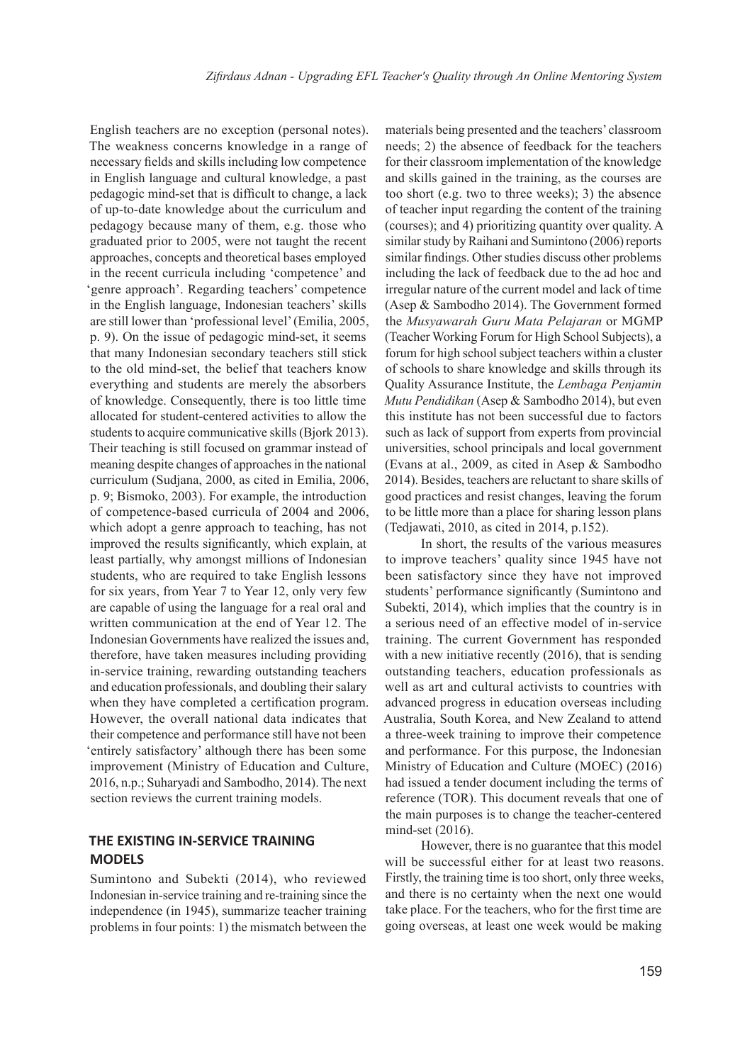English teachers are no exception (personal notes). The weakness concerns knowledge in a range of necessary fields and skills including low competence in English language and cultural knowledge, a past pedagogic mind-set that is difficult to change, a lack of up-to-date knowledge about the curriculum and pedagogy because many of them, e.g. those who graduated prior to 2005, were not taught the recent approaches, concepts and theoretical bases employed in the recent curricula including 'competence' and 'genre approach'. Regarding teachers' competence in the English language, Indonesian teachers' skills are still lower than 'professional level' (Emilia, 2005, p. 9). On the issue of pedagogic mind-set, it seems that many Indonesian secondary teachers still stick to the old mind-set, the belief that teachers know everything and students are merely the absorbers of knowledge. Consequently, there is too little time allocated for student-centered activities to allow the students to acquire communicative skills (Bjork 2013). Their teaching is still focused on grammar instead of meaning despite changes of approaches in the national curriculum (Sudjana, 2000, as cited in Emilia, 2006, p. 9; Bismoko, 2003). For example, the introduction of competence-based curricula of 2004 and 2006, which adopt a genre approach to teaching, has not improved the results significantly, which explain, at least partially, why amongst millions of Indonesian students, who are required to take English lessons for six years, from Year 7 to Year 12, only very few are capable of using the language for a real oral and written communication at the end of Year 12. The Indonesian Governments have realized the issues and, therefore, have taken measures including providing in-service training, rewarding outstanding teachers and education professionals, and doubling their salary when they have completed a certification program. However, the overall national data indicates that their competence and performance still have not been 'entirely satisfactory' although there has been some improvement (Ministry of Education and Culture, 2016, n.p.; Suharyadi and Sambodho, 2014). The next section reviews the current training models.

## THE EXISTING IN-SERVICE TRAINING MODELS

Sumintono and Subekti (2014), who reviewed Indonesian in-service training and re-training since the independence (in 1945), summarize teacher training problems in four points: 1) the mismatch between the materials being presented and the teachers' classroom needs; 2) the absence of feedback for the teachers for their classroom implementation of the knowledge and skills gained in the training, as the courses are too short (e.g. two to three weeks); 3) the absence of teacher input regarding the content of the training (courses); and 4) prioritizing quantity over quality. A similar study by Raihani and Sumintono (2006) reports similar findings. Other studies discuss other problems including the lack of feedback due to the ad hoc and irregular nature of the current model and lack of time (Asep & Sambodho 2014). The Government formed the *Musyawarah Guru Mata Pelajaran* or MGMP (Teacher Working Forum for High School Subjects), a forum for high school subject teachers within a cluster of schools to share knowledge and skills through its Quality Assurance Institute, the *Lembaga Penjamin Mutu Pendidikan* (Asep & Sambodho 2014), but even this institute has not been successful due to factors such as lack of support from experts from provincial universities, school principals and local government (Evans at al., 2009, as cited in Asep & Sambodho 2014). Besides, teachers are reluctant to share skills of good practices and resist changes, leaving the forum to be little more than a place for sharing lesson plans (Tedjawati, 2010, as cited in 2014, p.152).

In short, the results of the various measures to improve teachers' quality since 1945 have not been satisfactory since they have not improved students' performance significantly (Sumintono and Subekti, 2014), which implies that the country is in a serious need of an effective model of in-service training. The current Government has responded with a new initiative recently (2016), that is sending outstanding teachers, education professionals as well as art and cultural activists to countries with advanced progress in education overseas including Australia, South Korea, and New Zealand to attend a three-week training to improve their competence and performance. For this purpose, the Indonesian Ministry of Education and Culture (MOEC) (2016) had issued a tender document including the terms of reference (TOR). This document reveals that one of the main purposes is to change the teacher-centered mind-set (2016).

However, there is no guarantee that this model will be successful either for at least two reasons. Firstly, the training time is too short, only three weeks, and there is no certainty when the next one would take place. For the teachers, who for the first time are going overseas, at least one week would be making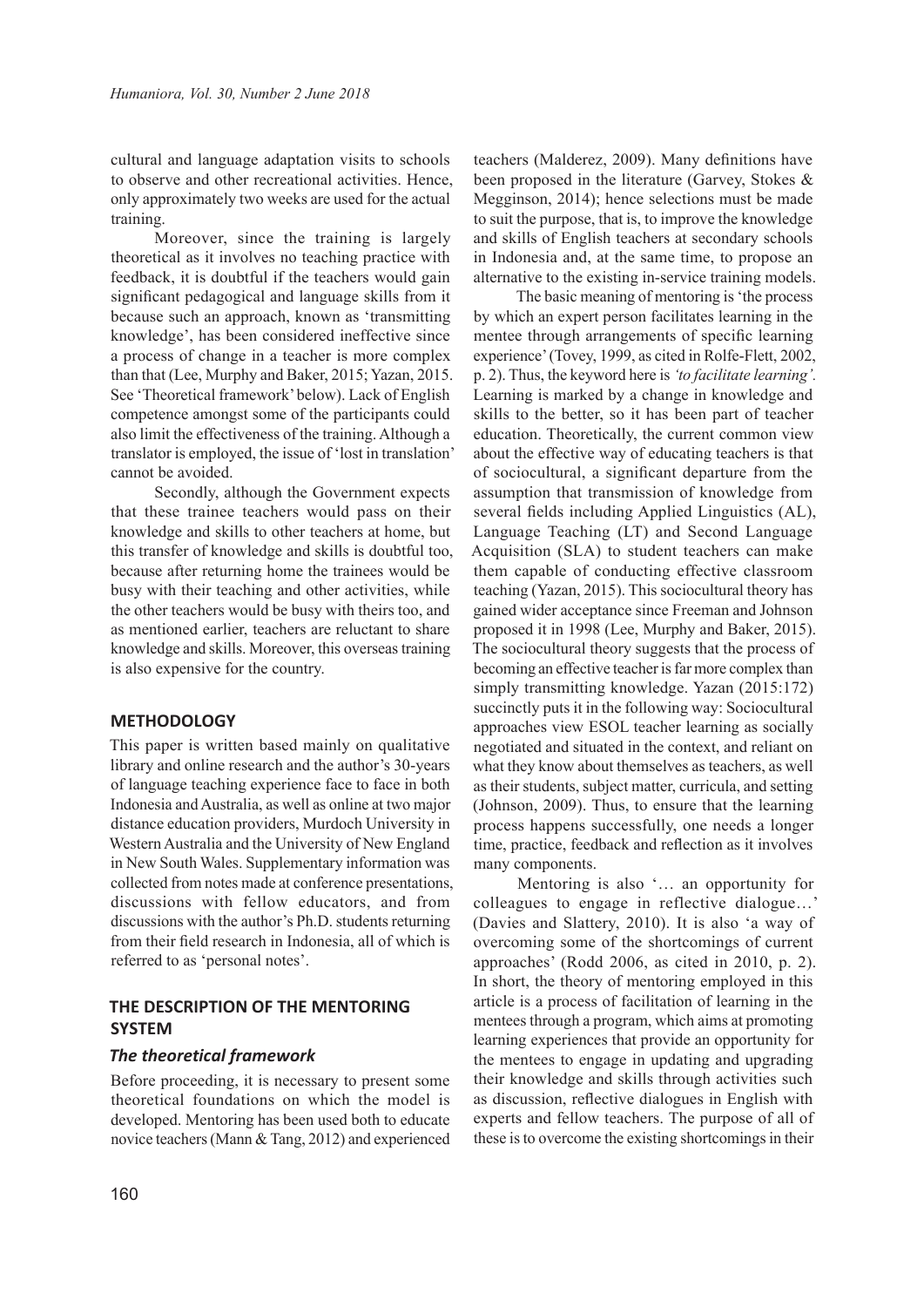cultural and language adaptation visits to schools to observe and other recreational activities. Hence, only approximately two weeks are used for the actual training.

Moreover, since the training is largely theoretical as it involves no teaching practice with feedback, it is doubtful if the teachers would gain significant pedagogical and language skills from it because such an approach, known as 'transmitting knowledge', has been considered ineffective since a process of change in a teacher is more complex than that (Lee, Murphy and Baker, 2015; Yazan, 2015. See 'Theoretical framework' below). Lack of English competence amongst some of the participants could also limit the effectiveness of the training. Although a translator is employed, the issue of 'lost in translation' cannot be avoided.

Secondly, although the Government expects that these trainee teachers would pass on their knowledge and skills to other teachers at home, but this transfer of knowledge and skills is doubtful too, because after returning home the trainees would be busy with their teaching and other activities, while the other teachers would be busy with theirs too, and as mentioned earlier, teachers are reluctant to share knowledge and skills. Moreover, this overseas training is also expensive for the country.

## METHODOLOGY

This paper is written based mainly on qualitative library and online research and the author's 30-years of language teaching experience face to face in both Indonesia and Australia, as well as online at two major distance education providers, Murdoch University in Western Australia and the University of New England in New South Wales. Supplementary information was collected from notes made at conference presentations, discussions with fellow educators, and from discussions with the author's Ph.D. students returning from their field research in Indonesia, all of which is referred to as 'personal notes'.

## THE DESCRIPTION OF THE MENTORING SYSTEM

### *The theoretical framework*

Before proceeding, it is necessary to present some theoretical foundations on which the model is developed. Mentoring has been used both to educate novice teachers (Mann & Tang, 2012) and experienced teachers (Malderez, 2009). Many definitions have been proposed in the literature (Garvey, Stokes & Megginson, 2014); hence selections must be made to suit the purpose, that is, to improve the knowledge and skills of English teachers at secondary schools in Indonesia and, at the same time, to propose an alternative to the existing in-service training models.

The basic meaning of mentoring is 'the process by which an expert person facilitates learning in the mentee through arrangements of specific learning experience' (Tovey, 1999, as cited in Rolfe-Flett, 2002, p. 2). Thus, the keyword here is *'to facilitate learning'*. Learning is marked by a change in knowledge and skills to the better, so it has been part of teacher education. Theoretically, the current common view about the effective way of educating teachers is that of sociocultural, a significant departure from the assumption that transmission of knowledge from several fields including Applied Linguistics (AL), Language Teaching (LT) and Second Language Acquisition (SLA) to student teachers can make them capable of conducting effective classroom teaching (Yazan, 2015). This sociocultural theory has gained wider acceptance since Freeman and Johnson proposed it in 1998 (Lee, Murphy and Baker, 2015). The sociocultural theory suggests that the process of becoming an effective teacher is far more complex than simply transmitting knowledge. Yazan (2015:172) succinctly puts it in the following way: Sociocultural approaches view ESOL teacher learning as socially negotiated and situated in the context, and reliant on what they know about themselves as teachers, as well as their students, subject matter, curricula, and setting (Johnson, 2009). Thus, to ensure that the learning process happens successfully, one needs a longer time, practice, feedback and reflection as it involves many components.

Mentoring is also '… an opportunity for colleagues to engage in reflective dialogue…' (Davies and Slattery, 2010). It is also 'a way of overcoming some of the shortcomings of current approaches' (Rodd 2006, as cited in 2010, p. 2). In short, the theory of mentoring employed in this article is a process of facilitation of learning in the mentees through a program, which aims at promoting learning experiences that provide an opportunity for the mentees to engage in updating and upgrading their knowledge and skills through activities such as discussion, reflective dialogues in English with experts and fellow teachers. The purpose of all of these is to overcome the existing shortcomings in their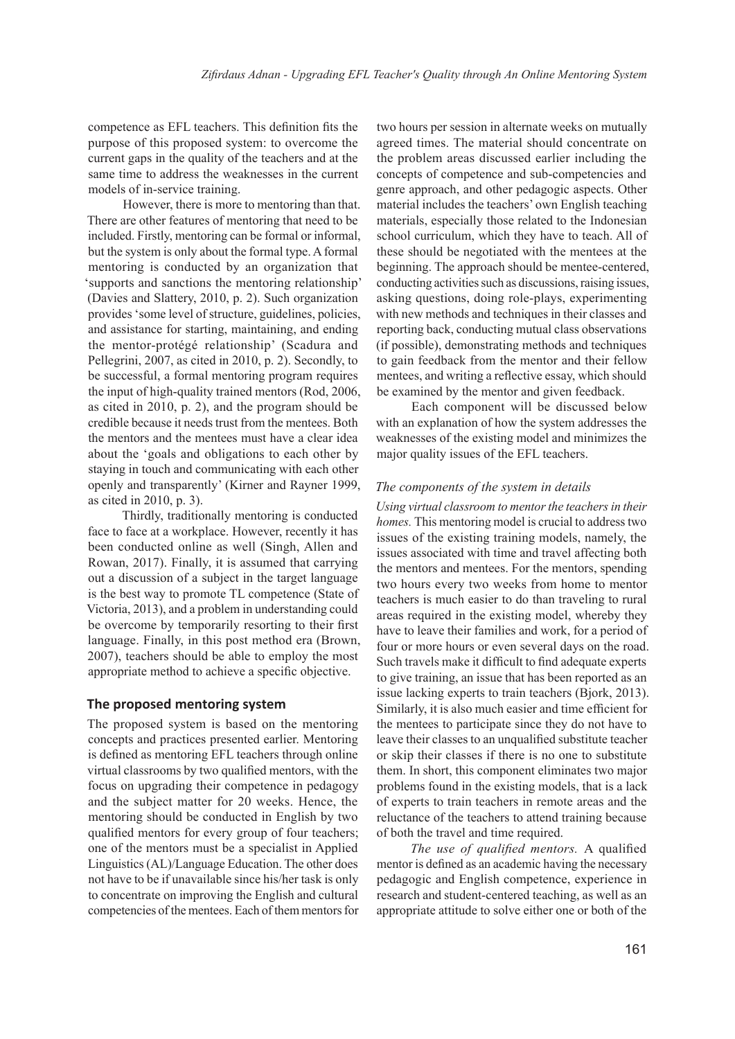competence as EFL teachers. This definition fits the purpose of this proposed system: to overcome the current gaps in the quality of the teachers and at the same time to address the weaknesses in the current models of in-service training.

However, there is more to mentoring than that. There are other features of mentoring that need to be included. Firstly, mentoring can be formal or informal, but the system is only about the formal type. A formal mentoring is conducted by an organization that 'supports and sanctions the mentoring relationship' (Davies and Slattery, 2010, p. 2). Such organization provides 'some level of structure, guidelines, policies, and assistance for starting, maintaining, and ending the mentor-protégé relationship' (Scadura and Pellegrini, 2007, as cited in 2010, p. 2). Secondly, to be successful, a formal mentoring program requires the input of high-quality trained mentors (Rod, 2006, as cited in 2010, p. 2), and the program should be credible because it needs trust from the mentees. Both the mentors and the mentees must have a clear idea about the 'goals and obligations to each other by staying in touch and communicating with each other openly and transparently' (Kirner and Rayner 1999, as cited in 2010, p. 3).

Thirdly, traditionally mentoring is conducted face to face at a workplace. However, recently it has been conducted online as well (Singh, Allen and Rowan, 2017). Finally, it is assumed that carrying out a discussion of a subject in the target language is the best way to promote TL competence (State of Victoria, 2013), and a problem in understanding could be overcome by temporarily resorting to their first language. Finally, in this post method era (Brown, 2007), teachers should be able to employ the most appropriate method to achieve a specific objective.

## The proposed mentoring system

The proposed system is based on the mentoring concepts and practices presented earlier. Mentoring is defined as mentoring EFL teachers through online virtual classrooms by two qualified mentors, with the focus on upgrading their competence in pedagogy and the subject matter for 20 weeks. Hence, the mentoring should be conducted in English by two qualified mentors for every group of four teachers; one of the mentors must be a specialist in Applied Linguistics (AL)/Language Education. The other does not have to be if unavailable since his/her task is only to concentrate on improving the English and cultural competencies of the mentees. Each of them mentors for two hours per session in alternate weeks on mutually agreed times. The material should concentrate on the problem areas discussed earlier including the concepts of competence and sub-competencies and genre approach, and other pedagogic aspects. Other material includes the teachers' own English teaching materials, especially those related to the Indonesian school curriculum, which they have to teach. All of these should be negotiated with the mentees at the beginning. The approach should be mentee-centered, conducting activities such as discussions, raising issues, asking questions, doing role-plays, experimenting with new methods and techniques in their classes and reporting back, conducting mutual class observations (if possible), demonstrating methods and techniques to gain feedback from the mentor and their fellow mentees, and writing a reflective essay, which should be examined by the mentor and given feedback.

Each component will be discussed below with an explanation of how the system addresses the weaknesses of the existing model and minimizes the major quality issues of the EFL teachers.

### *The components of the system in details*

*Using virtual classroom to mentor the teachers in their homes.* This mentoring model is crucial to address two issues of the existing training models, namely, the issues associated with time and travel affecting both the mentors and mentees. For the mentors, spending two hours every two weeks from home to mentor teachers is much easier to do than traveling to rural areas required in the existing model, whereby they have to leave their families and work, for a period of four or more hours or even several days on the road. Such travels make it difficult to find adequate experts to give training, an issue that has been reported as an issue lacking experts to train teachers (Bjork, 2013). Similarly, it is also much easier and time efficient for the mentees to participate since they do not have to leave their classes to an unqualified substitute teacher or skip their classes if there is no one to substitute them. In short, this component eliminates two major problems found in the existing models, that is a lack of experts to train teachers in remote areas and the reluctance of the teachers to attend training because of both the travel and time required.

*The use of qualified mentors.* A qualified mentor is defined as an academic having the necessary pedagogic and English competence, experience in research and student-centered teaching, as well as an appropriate attitude to solve either one or both of the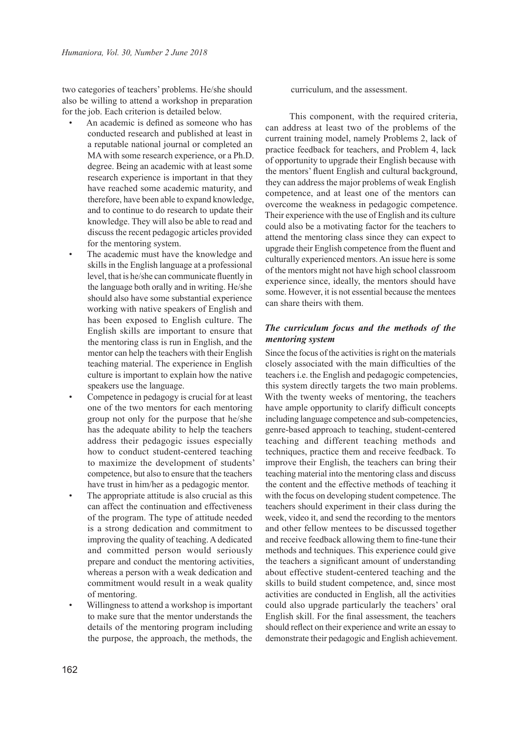two categories of teachers' problems. He/she should also be willing to attend a workshop in preparation for the job. Each criterion is detailed below.

- An academic is defined as someone who has conducted research and published at least in a reputable national journal or completed an MA with some research experience, or a Ph.D. degree. Being an academic with at least some research experience is important in that they have reached some academic maturity, and therefore, have been able to expand knowledge, and to continue to do research to update their knowledge. They will also be able to read and discuss the recent pedagogic articles provided for the mentoring system.
- The academic must have the knowledge and skills in the English language at a professional level, that is he/she can communicate fluently in the language both orally and in writing. He/she should also have some substantial experience working with native speakers of English and has been exposed to English culture. The English skills are important to ensure that the mentoring class is run in English, and the mentor can help the teachers with their English teaching material. The experience in English culture is important to explain how the native speakers use the language.
- Competence in pedagogy is crucial for at least one of the two mentors for each mentoring group not only for the purpose that he/she has the adequate ability to help the teachers address their pedagogic issues especially how to conduct student-centered teaching to maximize the development of students' competence, but also to ensure that the teachers have trust in him/her as a pedagogic mentor.
- The appropriate attitude is also crucial as this can affect the continuation and effectiveness of the program. The type of attitude needed is a strong dedication and commitment to improving the quality of teaching. A dedicated and committed person would seriously prepare and conduct the mentoring activities, whereas a person with a weak dedication and commitment would result in a weak quality of mentoring.
- Willingness to attend a workshop is important to make sure that the mentor understands the details of the mentoring program including the purpose, the approach, the methods, the curriculum, and the assessment.

This component, with the required criteria, can address at least two of the problems of the current training model, namely Problems 2, lack of practice feedback for teachers, and Problem 4, lack of opportunity to upgrade their English because with the mentors' fluent English and cultural background, they can address the major problems of weak English competence, and at least one of the mentors can overcome the weakness in pedagogic competence. Their experience with the use of English and its culture could also be a motivating factor for the teachers to attend the mentoring class since they can expect to upgrade their English competence from the fluent and culturally experienced mentors. An issue here is some of the mentors might not have high school classroom experience since, ideally, the mentors should have some. However, it is not essential because the mentees can share theirs with them.

### *The curriculum focus and the methods of the mentoring system*

Since the focus of the activities is right on the materials closely associated with the main difficulties of the teachers i.e. the English and pedagogic competencies, this system directly targets the two main problems. With the twenty weeks of mentoring, the teachers have ample opportunity to clarify difficult concepts including language competence and sub-competencies, genre-based approach to teaching, student-centered teaching and different teaching methods and techniques, practice them and receive feedback. To improve their English, the teachers can bring their teaching material into the mentoring class and discuss the content and the effective methods of teaching it with the focus on developing student competence. The teachers should experiment in their class during the week, video it, and send the recording to the mentors and other fellow mentees to be discussed together and receive feedback allowing them to fine-tune their methods and techniques. This experience could give the teachers a significant amount of understanding about effective student-centered teaching and the skills to build student competence, and, since most activities are conducted in English, all the activities could also upgrade particularly the teachers' oral English skill. For the final assessment, the teachers should reflect on their experience and write an essay to demonstrate their pedagogic and English achievement.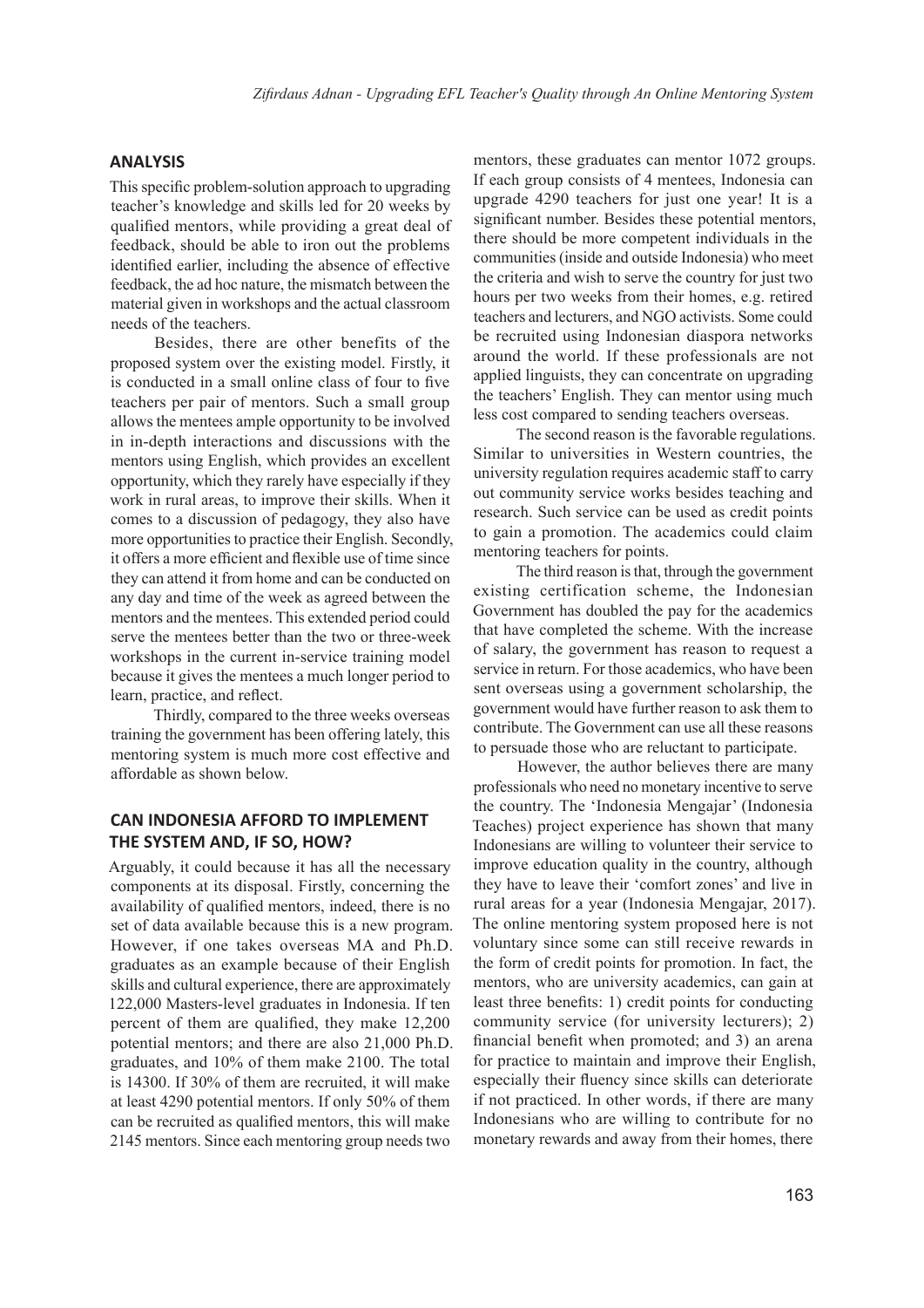## ANALYSIS

This specific problem-solution approach to upgrading teacher's knowledge and skills led for 20 weeks by qualified mentors, while providing a great deal of feedback, should be able to iron out the problems identified earlier, including the absence of effective feedback, the ad hoc nature, the mismatch between the material given in workshops and the actual classroom needs of the teachers.

Besides, there are other benefits of the proposed system over the existing model. Firstly, it is conducted in a small online class of four to five teachers per pair of mentors. Such a small group allows the mentees ample opportunity to be involved in in-depth interactions and discussions with the mentors using English, which provides an excellent opportunity, which they rarely have especially if they work in rural areas, to improve their skills. When it comes to a discussion of pedagogy, they also have more opportunities to practice their English. Secondly, it offers a more efficient and flexible use of time since they can attend it from home and can be conducted on any day and time of the week as agreed between the mentors and the mentees. This extended period could serve the mentees better than the two or three-week workshops in the current in-service training model because it gives the mentees a much longer period to learn, practice, and reflect.

Thirdly, compared to the three weeks overseas training the government has been offering lately, this mentoring system is much more cost effective and affordable as shown below.

## CAN INDONESIA AFFORD TO IMPLEMENT THE SYSTEM AND, IF SO, HOW?

Arguably, it could because it has all the necessary components at its disposal. Firstly, concerning the availability of qualified mentors, indeed, there is no set of data available because this is a new program. However, if one takes overseas MA and Ph.D. graduates as an example because of their English skills and cultural experience, there are approximately 122,000 Masters-level graduates in Indonesia. If ten percent of them are qualified, they make 12,200 potential mentors; and there are also 21,000 Ph.D. graduates, and 10% of them make 2100. The total is 14300. If 30% of them are recruited, it will make at least 4290 potential mentors. If only 50% of them can be recruited as qualified mentors, this will make 2145 mentors. Since each mentoring group needs two mentors, these graduates can mentor 1072 groups. If each group consists of 4 mentees, Indonesia can upgrade 4290 teachers for just one year! It is a significant number. Besides these potential mentors, there should be more competent individuals in the communities (inside and outside Indonesia) who meet the criteria and wish to serve the country for just two hours per two weeks from their homes, e.g. retired teachers and lecturers, and NGO activists. Some could be recruited using Indonesian diaspora networks around the world. If these professionals are not applied linguists, they can concentrate on upgrading the teachers' English. They can mentor using much less cost compared to sending teachers overseas.

The second reason is the favorable regulations. Similar to universities in Western countries, the university regulation requires academic staff to carry out community service works besides teaching and research. Such service can be used as credit points to gain a promotion. The academics could claim mentoring teachers for points.

The third reason is that, through the government existing certification scheme, the Indonesian Government has doubled the pay for the academics that have completed the scheme. With the increase of salary, the government has reason to request a service in return. For those academics, who have been sent overseas using a government scholarship, the government would have further reason to ask them to contribute. The Government can use all these reasons to persuade those who are reluctant to participate.

However, the author believes there are many professionals who need no monetary incentive to serve the country. The 'Indonesia Mengajar' (Indonesia Teaches) project experience has shown that many Indonesians are willing to volunteer their service to improve education quality in the country, although they have to leave their 'comfort zones' and live in rural areas for a year (Indonesia Mengajar, 2017). The online mentoring system proposed here is not voluntary since some can still receive rewards in the form of credit points for promotion. In fact, the mentors, who are university academics, can gain at least three benefits: 1) credit points for conducting community service (for university lecturers); 2) financial benefit when promoted; and 3) an arena for practice to maintain and improve their English, especially their fluency since skills can deteriorate if not practiced. In other words, if there are many Indonesians who are willing to contribute for no monetary rewards and away from their homes, there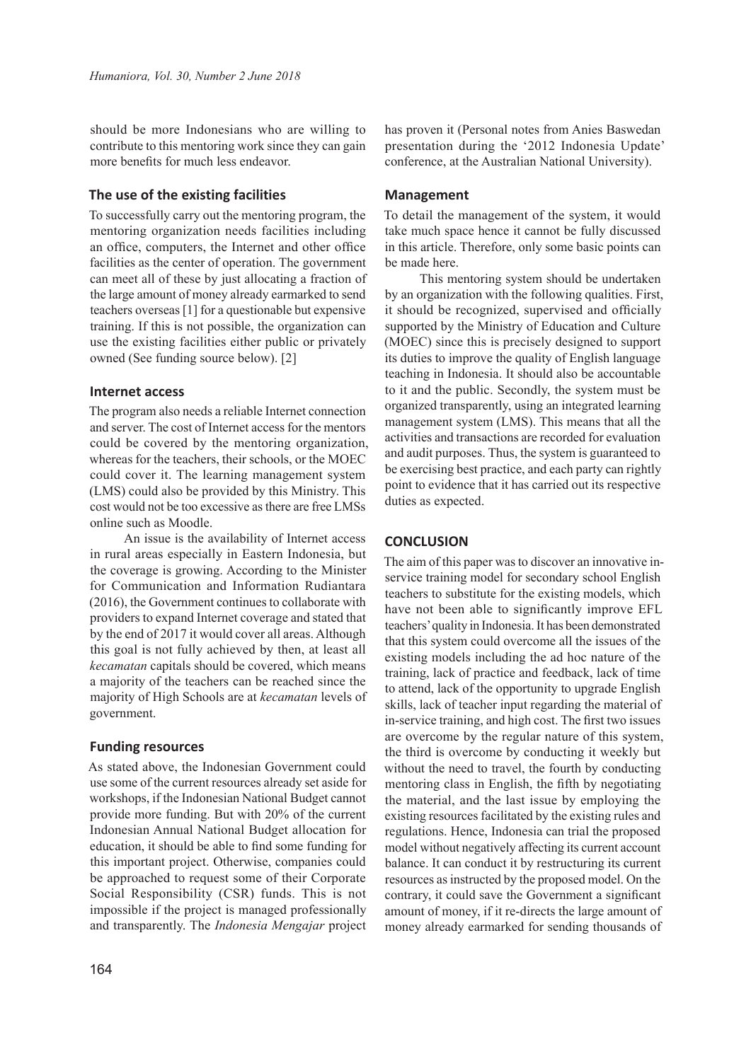should be more Indonesians who are willing to contribute to this mentoring work since they can gain more benefits for much less endeavor.

### The use of the existing facilities

To successfully carry out the mentoring program, the mentoring organization needs facilities including an office, computers, the Internet and other office facilities as the center of operation. The government can meet all of these by just allocating a fraction of the large amount of money already earmarked to send teachers overseas [1] for a questionable but expensive training. If this is not possible, the organization can use the existing facilities either public or privately owned (See funding source below). [2]

### Internet access

The program also needs a reliable Internet connection and server. The cost of Internet access for the mentors could be covered by the mentoring organization, whereas for the teachers, their schools, or the MOEC could cover it. The learning management system (LMS) could also be provided by this Ministry. This cost would not be too excessive as there are free LMSs online such as Moodle.

An issue is the availability of Internet access in rural areas especially in Eastern Indonesia, but the coverage is growing. According to the Minister for Communication and Information Rudiantara (2016), the Government continues to collaborate with providers to expand Internet coverage and stated that by the end of 2017 it would cover all areas. Although this goal is not fully achieved by then, at least all *kecamatan* capitals should be covered, which means a majority of the teachers can be reached since the majority of High Schools are at *kecamatan* levels of government.

### Funding resources

As stated above, the Indonesian Government could use some of the current resources already set aside for workshops, if the Indonesian National Budget cannot provide more funding. But with 20% of the current Indonesian Annual National Budget allocation for education, it should be able to find some funding for this important project. Otherwise, companies could be approached to request some of their Corporate Social Responsibility (CSR) funds. This is not impossible if the project is managed professionally and transparently. The *Indonesia Mengajar* project has proven it (Personal notes from Anies Baswedan presentation during the '2012 Indonesia Update' conference, at the Australian National University).

### Management

To detail the management of the system, it would take much space hence it cannot be fully discussed in this article. Therefore, only some basic points can be made here.

This mentoring system should be undertaken by an organization with the following qualities. First, it should be recognized, supervised and officially supported by the Ministry of Education and Culture (MOEC) since this is precisely designed to support its duties to improve the quality of English language teaching in Indonesia. It should also be accountable to it and the public. Secondly, the system must be organized transparently, using an integrated learning management system (LMS). This means that all the activities and transactions are recorded for evaluation and audit purposes. Thus, the system is guaranteed to be exercising best practice, and each party can rightly point to evidence that it has carried out its respective duties as expected.

## CONCLUSION

The aim of this paper was to discover an innovative in-service training model for secondary school English teachers to substitute for the existing models, which have not been able to significantly improve EFL teachers' quality in Indonesia. It has been demonstrated that this system could overcome all the issues of the existing models including the ad hoc nature of the training, lack of practice and feedback, lack of time to attend, lack of the opportunity to upgrade English skills, lack of teacher input regarding the material of in-service training, and high cost. The first two issues are overcome by the regular nature of this system, the third is overcome by conducting it weekly but without the need to travel, the fourth by conducting mentoring class in English, the fifth by negotiating the material, and the last issue by employing the existing resources facilitated by the existing rules and regulations. Hence, Indonesia can trial the proposed model without negatively affecting its current account balance. It can conduct it by restructuring its current resources as instructed by the proposed model. On the contrary, it could save the Government a significant amount of money, if it re-directs the large amount of money already earmarked for sending thousands of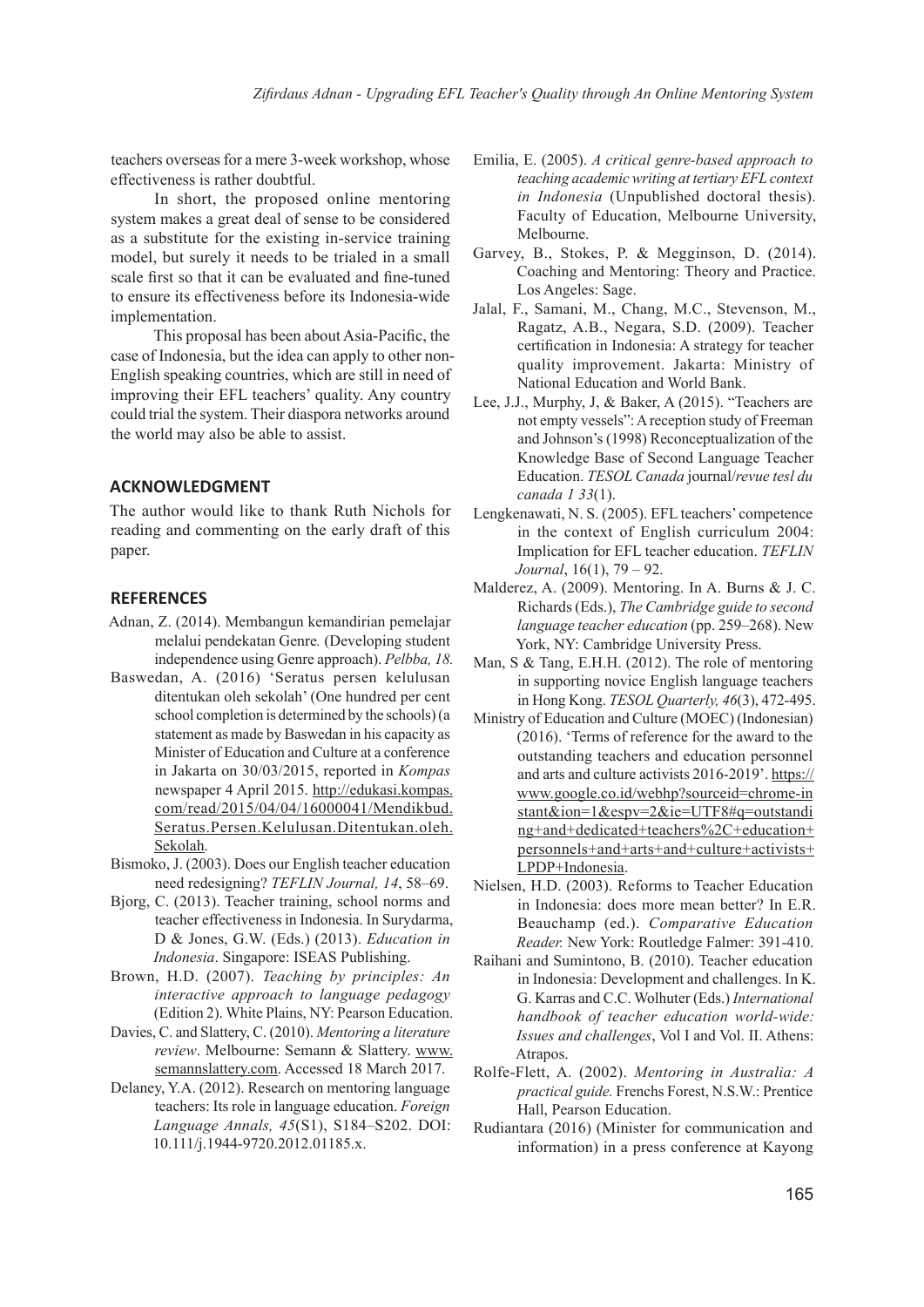teachers overseas for a mere 3-week workshop, whose effectiveness is rather doubtful.

In short, the proposed online mentoring system makes a great deal of sense to be considered as a substitute for the existing in-service training model, but surely it needs to be trialed in a small scale first so that it can be evaluated and fine-tuned to ensure its effectiveness before its Indonesia-wide implementation.

This proposal has been about Asia-Pacific, the case of Indonesia, but the idea can apply to other non-English speaking countries, which are still in need of improving their EFL teachers' quality. Any country could trial the system. Their diaspora networks around the world may also be able to assist.

## ACKNOWLEDGMENT

The author would like to thank Ruth Nichols for reading and commenting on the early draft of this paper.

## REFERENCES

Adnan, Z. (2014). Membangun kemandirian pemelajar melalui pendekatan Genre*.* (Developing student independence using Genre approach). *Pelbba, 18.*

Baswedan, A. (2016) 'Seratus persen kelulusan ditentukan oleh sekolah' (One hundred per cent school completion is determined by the schools) (a statement as made by Baswedan in his capacity as Minister of Education and Culture at a conference in Jakarta on 30/03/2015, reported in *Kompas* newspaper 4 April 2015. http://edukasi.kompas.com/read/2015/04/04/16000041/Mendikbud.Seratus.Persen.Kelulusan.Ditentukan.oleh.Sekolah.

Bismoko, J. (2003). Does our English teacher education need redesigning? *TEFLIN Journal, 14*, 58–69.

Bjorg, C. (2013). Teacher training, school norms and teacher effectiveness in Indonesia. In Surydarma, D & Jones, G.W. (Eds.) (2013). *Education in Indonesia*. Singapore: ISEAS Publishing.

Brown, H.D. (2007). *Teaching by principles: An interactive approach to language pedagogy* (Edition 2). White Plains, NY: Pearson Education.

Davies, C. and Slattery, C. (2010). *Mentoring a literature review*. Melbourne: Semann & Slattery. www.semannslattery.com. Accessed 18 March 2017.

Delaney, Y.A. (2012). Research on mentoring language teachers: Its role in language education. *Foreign Language Annals, 45*(S1), S184–S202. DOI: 10.1111/j.1944-9720.2012.01185.x.

Emilia, E. (2005). *A critical genre-based approach to teaching academic writing at tertiary EFL context in Indonesia* (Unpublished doctoral thesis). Faculty of Education, Melbourne University, Melbourne.

Garvey, B., Stokes, P. & Megginson, D. (2014). Coaching and Mentoring: Theory and Practice. Los Angeles: Sage.

Jalal, F., Samani, M., Chang, M.C., Stevenson, M., Ragatz, A.B., Negara, S.D. (2009). Teacher certification in Indonesia: A strategy for teacher quality improvement. Jakarta: Ministry of National Education and World Bank.

Lee, J.J., Murphy, J, & Baker, A (2015). "Teachers are not empty vessels": A reception study of Freeman and Johnson's (1998) Reconceptualization of the Knowledge Base of Second Language Teacher Education. *TESOL Canada* journal/*revue tesl du canada 1 33*(1).

Lengkenawati, N. S. (2005). EFL teachers' competence in the context of English curriculum 2004: Implication for EFL teacher education. *TEFLIN Journal*, 16(1), 79 – 92.

Malderez, A. (2009). Mentoring. In A. Burns & J. C. Richards (Eds.), *The Cambridge guide to second language teacher education* (pp. 259–268). New York, NY: Cambridge University Press.

Man, S & Tang, E.H.H. (2012). The role of mentoring in supporting novice English language teachers in Hong Kong. *TESOL Quarterly, 46*(3), 472-495.

Ministry of Education and Culture (MOEC) (Indonesian) (2016). 'Terms of reference for the award to the outstanding teachers and education personnel and arts and culture activists 2016-2019'. https://www.google.co.id/webhp?sourceid=chrome-instant&ion=1&espv=2&ie=UTF8#q=outstanding+and+dedicated+teachers%2C+education+personnels+and+arts+and+culture+activists+LPDP+Indonesia.

Nielsen, H.D. (2003). Reforms to Teacher Education in Indonesia: does more mean better? In E.R. Beauchamp (ed.). *Comparative Education Reader.* New York: Routledge Falmer: 391-410.

Raihani and Sumintono, B. (2010). Teacher education in Indonesia: Development and challenges. In K. G. Karras and C.C. Wolhuter (Eds.) *International handbook of teacher education world-wide: Issues and challenges*, Vol I and Vol. II. Athens: Atrapos.

Rolfe-Flett, A. (2002). *Mentoring in Australia: A practical guide.* Frenchs Forest, N.S.W.: Prentice Hall, Pearson Education.

Rudiantara (2016) (Minister for communication and information) in a press conference at Kayong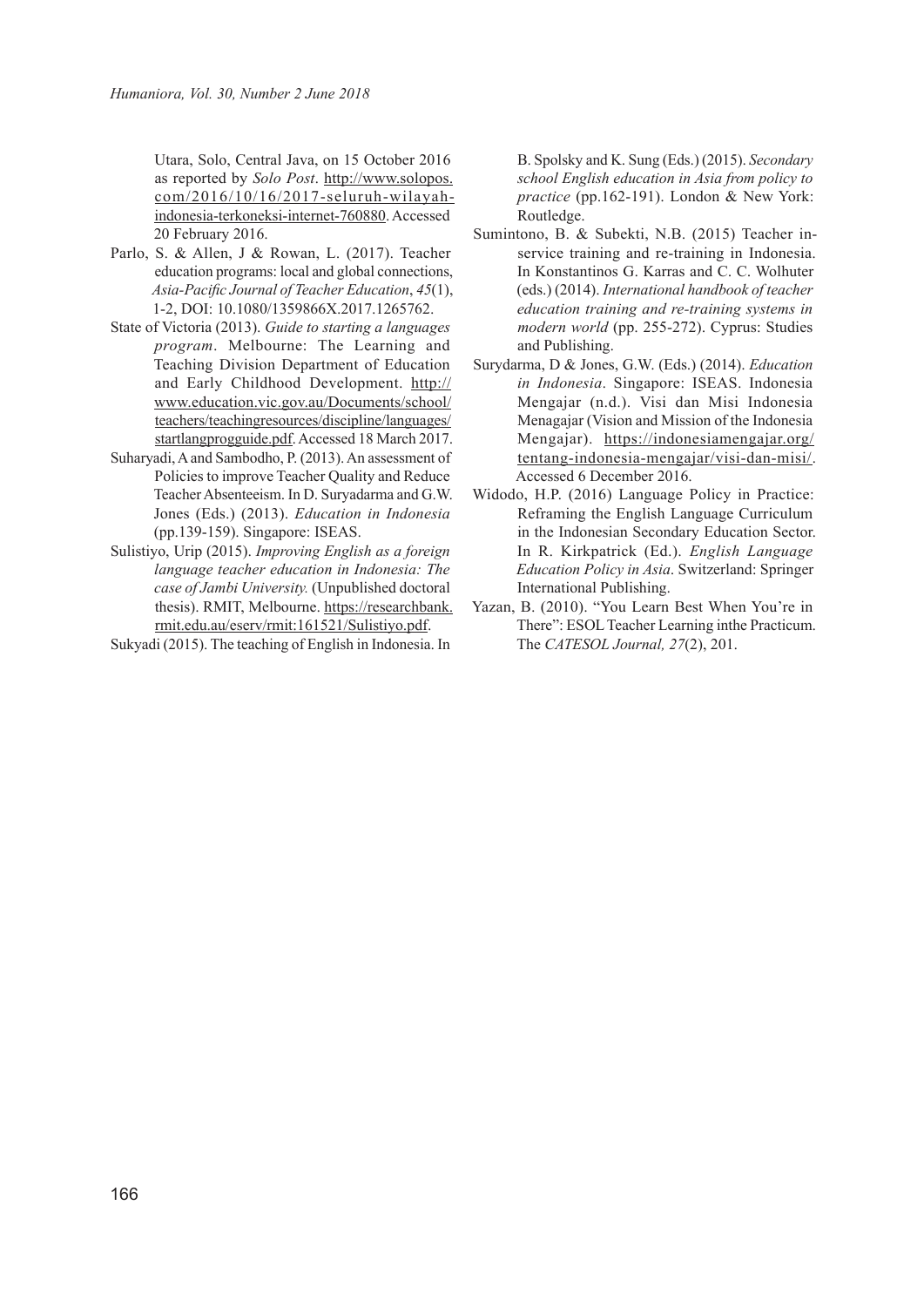Utara, Solo, Central Java, on 15 October 2016 as reported by *Solo Post*. http://www.solopos.com/2016/10/16/2017-seluruh-wilayah-indonesia-terkoneksi-internet-760880. Accessed 20 February 2016.

Parlo, S. & Allen, J & Rowan, L. (2017). Teacher education programs: local and global connections, *Asia-Pacific Journal of Teacher Education*, *45*(1), 1-2, DOI: 10.1080/1359866X.2017.1265762.

State of Victoria (2013). *Guide to starting a languages program*. Melbourne: The Learning and Teaching Division Department of Education and Early Childhood Development. http://www.education.vic.gov.au/Documents/school/teachers/teachingresources/discipline/languages/startlangprogguide.pdf. Accessed 18 March 2017.

Suharyadi, A and Sambodho, P. (2013). An assessment of Policies to improve Teacher Quality and Reduce Teacher Absenteeism. In D. Suryadarma and G.W. Jones (Eds.) (2013). *Education in Indonesia* (pp.139-159). Singapore: ISEAS.

Sulistiyo, Urip (2015). *Improving English as a foreign language teacher education in Indonesia: The case of Jambi University.* (Unpublished doctoral thesis). RMIT, Melbourne. https://researchbank.rmit.edu.au/eserv/rmit:161521/Sulistiyo.pdf.

Sukyadi (2015). The teaching of English in Indonesia. In B. Spolsky and K. Sung (Eds.) (2015). *Secondary school English education in Asia from policy to practice* (pp.162-191). London & New York: Routledge.

Sumintono, B. & Subekti, N.B. (2015) Teacher in-service training and re-training in Indonesia. In Konstantinos G. Karras and C. C. Wolhuter (eds.) (2014). *International handbook of teacher education training and re-training systems in modern world* (pp. 255-272). Cyprus: Studies and Publishing.

Surydarma, D & Jones, G.W. (Eds.) (2014). *Education in Indonesia*. Singapore: ISEAS. Indonesia Mengajar (n.d.). Visi dan Misi Indonesia Menagajar (Vision and Mission of the Indonesia Mengajar). https://indonesiamengajar.org/tentang-indonesia-mengajar/visi-dan-misi/. Accessed 6 December 2016.

Widodo, H.P. (2016) Language Policy in Practice: Reframing the English Language Curriculum in the Indonesian Secondary Education Sector. In R. Kirkpatrick (Ed.). *English Language Education Policy in Asia*. Switzerland: Springer International Publishing.

Yazan, B. (2010). "You Learn Best When You're in There": ESOL Teacher Learning inthe Practicum. The *CATESOL Journal, 27*(2), 201.